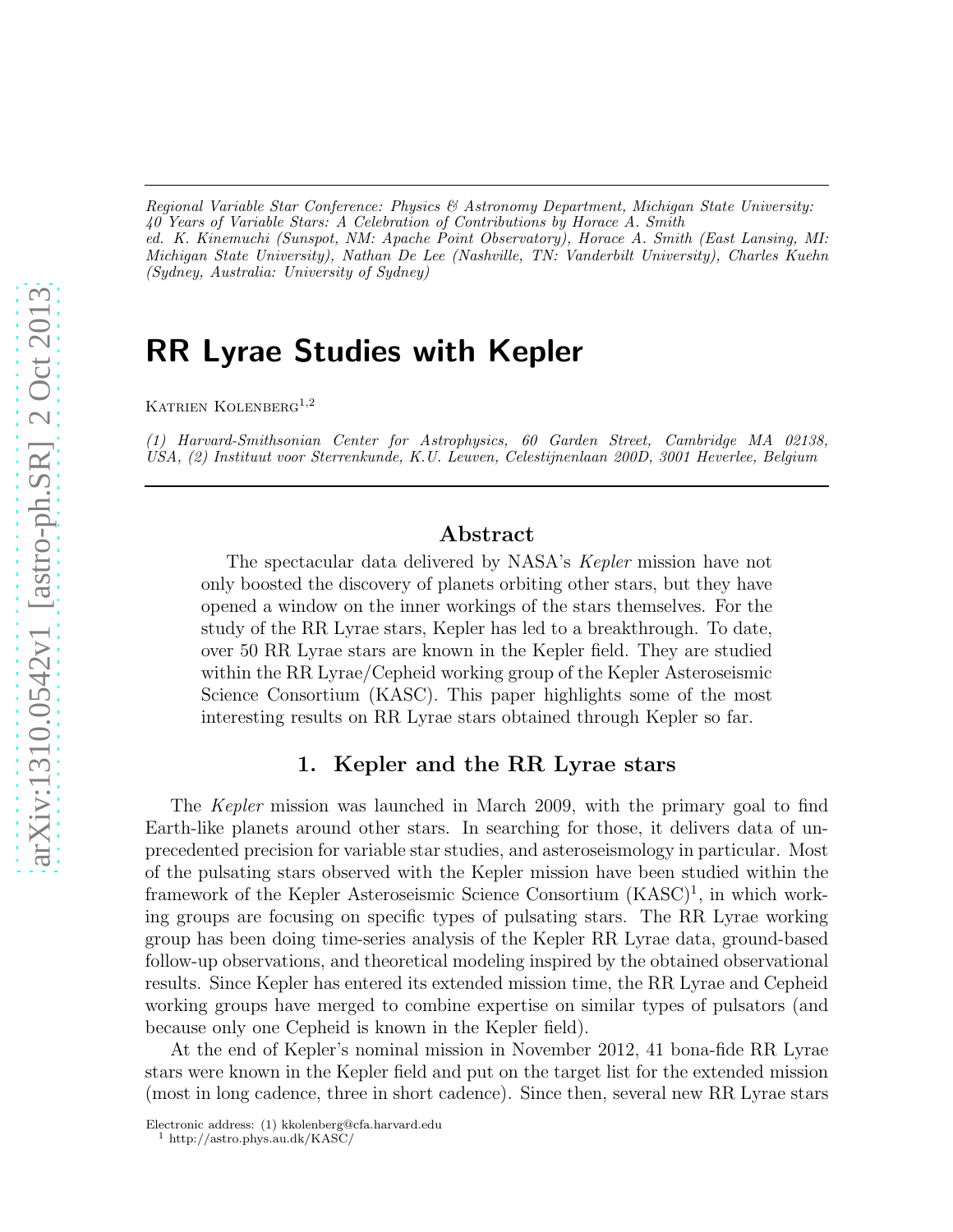*Regional Variable Star Conference: Physics & Astronomy Department, Michigan State University: 40 Years of Variable Stars: A Celebration of Contributions by Horace A. Smith*
*ed. K. Kinemuchi (Sunspot, NM: Apache Point Observatory), Horace A. Smith (East Lansing, MI: Michigan State University), Nathan De Lee (Nashville, TN: Vanderbilt University), Charles Kuehn (Sydney, Australia: University of Sydney)*

# RR Lyrae Studies with Kepler

Katrien Kolenberg[1,2]

*(1) Harvard-Smithsonian Center for Astrophysics, 60 Garden Street, Cambridge MA 02138, USA, (2) Instituut voor Sterrenkunde, K.U. Leuven, Celestijnenlaan 200D, 3001 Heverlee, Belgium*

## Abstract

The spectacular data delivered by NASA's *Kepler* mission have not only boosted the discovery of planets orbiting other stars, but they have opened a window on the inner workings of the stars themselves. For the study of the RR Lyrae stars, Kepler has led to a breakthrough. To date, over 50 RR Lyrae stars are known in the Kepler field. They are studied within the RR Lyrae/Cepheid working group of the Kepler Asteroseismic Science Consortium (KASC). This paper highlights some of the most interesting results on RR Lyrae stars obtained through Kepler so far.

## 1. Kepler and the RR Lyrae stars

The *Kepler* mission was launched in March 2009, with the primary goal to find Earth-like planets around other stars. In searching for those, it delivers data of unprecedented precision for variable star studies, and asteroseismology in particular. Most of the pulsating stars observed with the Kepler mission have been studied within the framework of the Kepler Asteroseismic Science Consortium (KASC)[1], in which working groups are focusing on specific types of pulsating stars. The RR Lyrae working group has been doing time-series analysis of the Kepler RR Lyrae data, ground-based follow-up observations, and theoretical modeling inspired by the obtained observational results. Since Kepler has entered its extended mission time, the RR Lyrae and Cepheid working groups have merged to combine expertise on similar types of pulsators (and because only one Cepheid is known in the Kepler field).

At the end of Kepler's nominal mission in November 2012, 41 bona-fide RR Lyrae stars were known in the Kepler field and put on the target list for the extended mission (most in long cadence, three in short cadence). Since then, several new RR Lyrae stars

Electronic address: (1) kkolenberg@cfa.harvard.edu

[1] http://astro.phys.au.dk/KASC/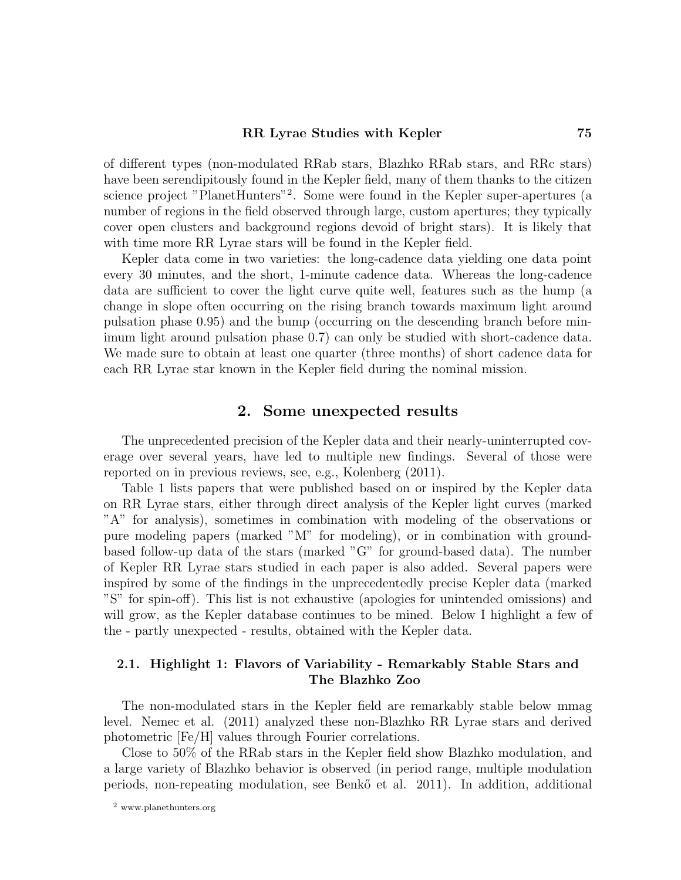of different types (non-modulated RRab stars, Blazhko RRab stars, and RRc stars) have been serendipitously found in the Kepler field, many of them thanks to the citizen science project "PlanetHunters"[2]. Some were found in the Kepler super-apertures (a number of regions in the field observed through large, custom apertures; they typically cover open clusters and background regions devoid of bright stars). It is likely that with time more RR Lyrae stars will be found in the Kepler field.

Kepler data come in two varieties: the long-cadence data yielding one data point every 30 minutes, and the short, 1-minute cadence data. Whereas the long-cadence data are sufficient to cover the light curve quite well, features such as the hump (a change in slope often occurring on the rising branch towards maximum light around pulsation phase 0.95) and the bump (occurring on the descending branch before minimum light around pulsation phase 0.7) can only be studied with short-cadence data. We made sure to obtain at least one quarter (three months) of short cadence data for each RR Lyrae star known in the Kepler field during the nominal mission.

## 2. Some unexpected results

The unprecedented precision of the Kepler data and their nearly-uninterrupted coverage over several years, have led to multiple new findings. Several of those were reported on in previous reviews, see, e.g., Kolenberg (2011).

Table 1 lists papers that were published based on or inspired by the Kepler data on RR Lyrae stars, either through direct analysis of the Kepler light curves (marked "A" for analysis), sometimes in combination with modeling of the observations or pure modeling papers (marked "M" for modeling), or in combination with ground-based follow-up data of the stars (marked "G" for ground-based data). The number of Kepler RR Lyrae stars studied in each paper is also added. Several papers were inspired by some of the findings in the unprecedentedly precise Kepler data (marked "S" for spin-off). This list is not exhaustive (apologies for unintended omissions) and will grow, as the Kepler database continues to be mined. Below I highlight a few of the - partly unexpected - results, obtained with the Kepler data.

### 2.1. Highlight 1: Flavors of Variability - Remarkably Stable Stars and The Blazhko Zoo

The non-modulated stars in the Kepler field are remarkably stable below mmag level. Nemec et al. (2011) analyzed these non-Blazhko RR Lyrae stars and derived photometric [Fe/H] values through Fourier correlations.

Close to 50% of the RRab stars in the Kepler field show Blazhko modulation, and a large variety of Blazhko behavior is observed (in period range, multiple modulation periods, non-repeating modulation, see Benkő et al. 2011). In addition, additional

[2] www.planethunters.org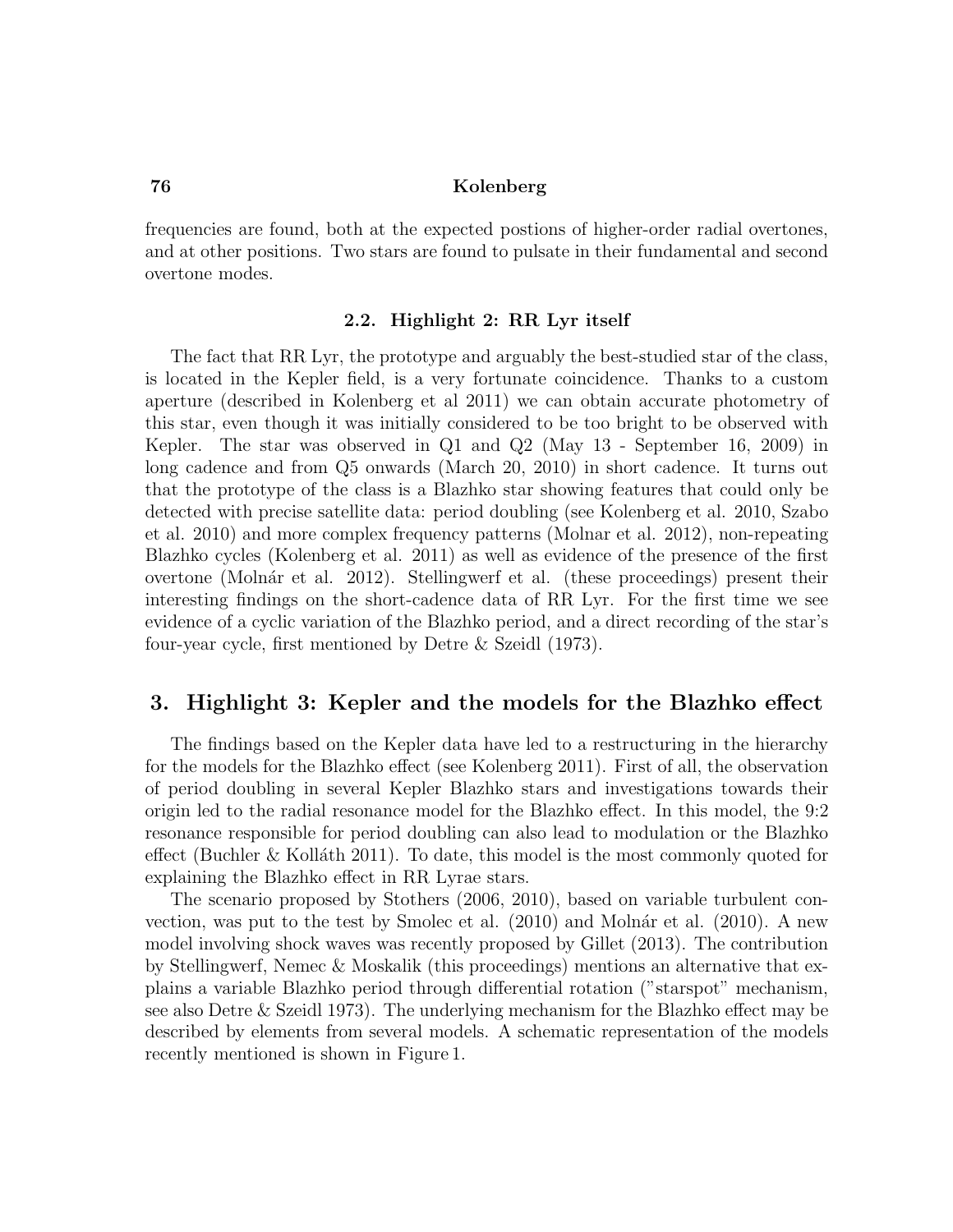frequencies are found, both at the expected postions of higher-order radial overtones, and at other positions. Two stars are found to pulsate in their fundamental and second overtone modes.

### 2.2. Highlight 2: RR Lyr itself

The fact that RR Lyr, the prototype and arguably the best-studied star of the class, is located in the Kepler field, is a very fortunate coincidence. Thanks to a custom aperture (described in Kolenberg et al 2011) we can obtain accurate photometry of this star, even though it was initially considered to be too bright to be observed with Kepler. The star was observed in Q1 and Q2 (May 13 - September 16, 2009) in long cadence and from Q5 onwards (March 20, 2010) in short cadence. It turns out that the prototype of the class is a Blazhko star showing features that could only be detected with precise satellite data: period doubling (see Kolenberg et al. 2010, Szabo et al. 2010) and more complex frequency patterns (Molnar et al. 2012), non-repeating Blazhko cycles (Kolenberg et al. 2011) as well as evidence of the presence of the first overtone (Molnár et al. 2012). Stellingwerf et al. (these proceedings) present their interesting findings on the short-cadence data of RR Lyr. For the first time we see evidence of a cyclic variation of the Blazhko period, and a direct recording of the star's four-year cycle, first mentioned by Detre & Szeidl (1973).

## 3. Highlight 3: Kepler and the models for the Blazhko effect

The findings based on the Kepler data have led to a restructuring in the hierarchy for the models for the Blazhko effect (see Kolenberg 2011). First of all, the observation of period doubling in several Kepler Blazhko stars and investigations towards their origin led to the radial resonance model for the Blazhko effect. In this model, the 9:2 resonance responsible for period doubling can also lead to modulation or the Blazhko effect (Buchler & Kolláth 2011). To date, this model is the most commonly quoted for explaining the Blazhko effect in RR Lyrae stars.

The scenario proposed by Stothers (2006, 2010), based on variable turbulent convection, was put to the test by Smolec et al. (2010) and Molnár et al. (2010). A new model involving shock waves was recently proposed by Gillet (2013). The contribution by Stellingwerf, Nemec & Moskalik (this proceedings) mentions an alternative that explains a variable Blazhko period through differential rotation ("starspot" mechanism, see also Detre & Szeidl 1973). The underlying mechanism for the Blazhko effect may be described by elements from several models. A schematic representation of the models recently mentioned is shown in Figure 1.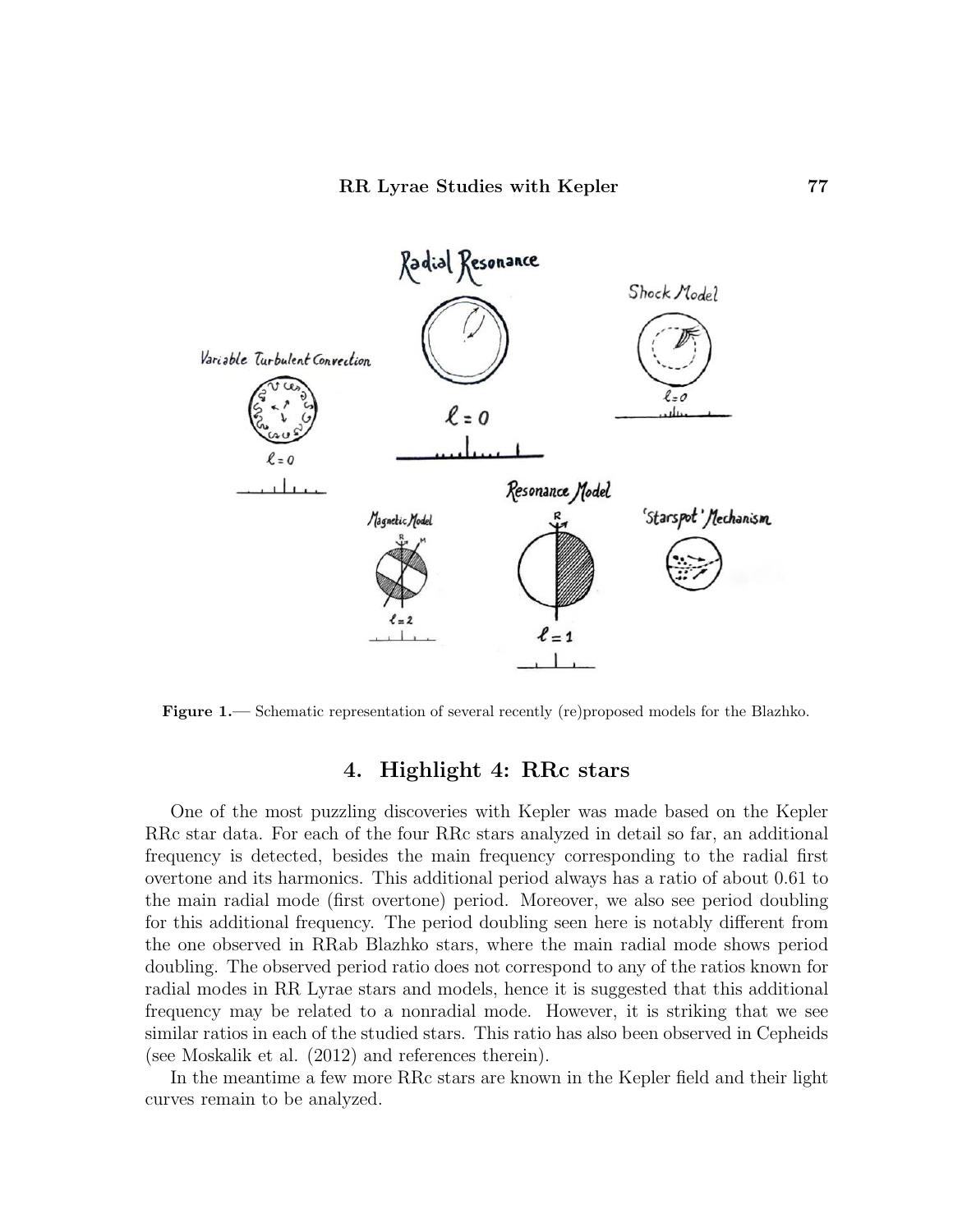**Figure 1.**— Schematic representation of several recently (re)proposed models for the Blazhko.

## 4. Highlight 4: RRc stars

One of the most puzzling discoveries with Kepler was made based on the Kepler RRc star data. For each of the four RRc stars analyzed in detail so far, an additional frequency is detected, besides the main frequency corresponding to the radial first overtone and its harmonics. This additional period always has a ratio of about 0.61 to the main radial mode (first overtone) period. Moreover, we also see period doubling for this additional frequency. The period doubling seen here is notably different from the one observed in RRab Blazhko stars, where the main radial mode shows period doubling. The observed period ratio does not correspond to any of the ratios known for radial modes in RR Lyrae stars and models, hence it is suggested that this additional frequency may be related to a nonradial mode. However, it is striking that we see similar ratios in each of the studied stars. This ratio has also been observed in Cepheids (see Moskalik et al. (2012) and references therein).

In the meantime a few more RRc stars are known in the Kepler field and their light curves remain to be analyzed.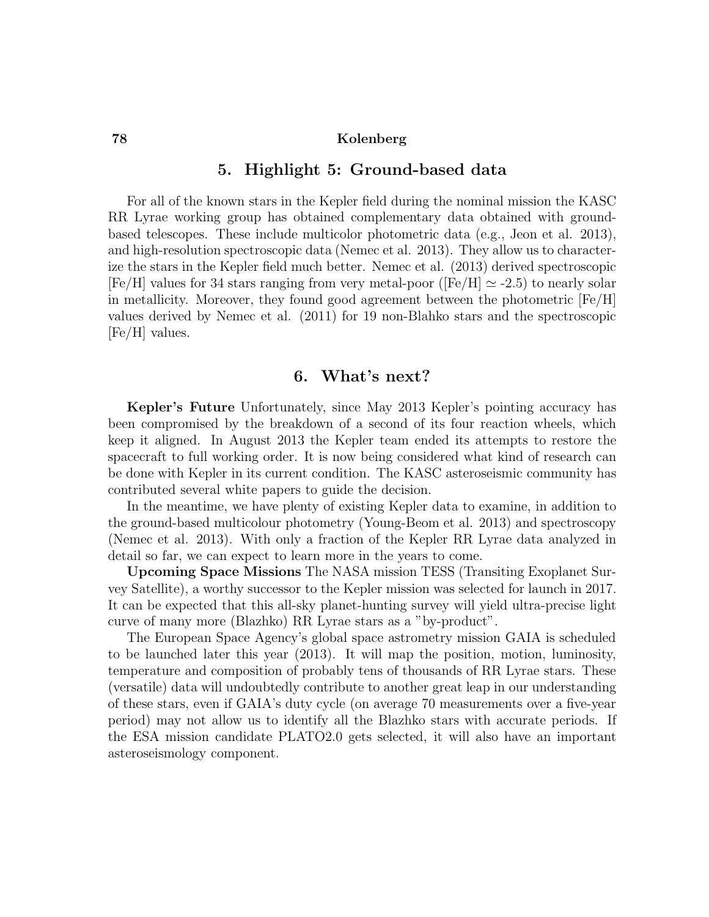## 5. Highlight 5: Ground-based data

For all of the known stars in the Kepler field during the nominal mission the KASC RR Lyrae working group has obtained complementary data obtained with ground-based telescopes. These include multicolor photometric data (e.g., Jeon et al. 2013), and high-resolution spectroscopic data (Nemec et al. 2013). They allow us to characterize the stars in the Kepler field much better. Nemec et al. (2013) derived spectroscopic [Fe/H] values for 34 stars ranging from very metal-poor ([Fe/H] $\simeq$ -2.5) to nearly solar in metallicity. Moreover, they found good agreement between the photometric [Fe/H] values derived by Nemec et al. (2011) for 19 non-Blahko stars and the spectroscopic [Fe/H] values.

## 6. What's next?

**Kepler's Future** Unfortunately, since May 2013 Kepler's pointing accuracy has been compromised by the breakdown of a second of its four reaction wheels, which keep it aligned. In August 2013 the Kepler team ended its attempts to restore the spacecraft to full working order. It is now being considered what kind of research can be done with Kepler in its current condition. The KASC asteroseismic community has contributed several white papers to guide the decision.

In the meantime, we have plenty of existing Kepler data to examine, in addition to the ground-based multicolour photometry (Young-Beom et al. 2013) and spectroscopy (Nemec et al. 2013). With only a fraction of the Kepler RR Lyrae data analyzed in detail so far, we can expect to learn more in the years to come.

**Upcoming Space Missions** The NASA mission TESS (Transiting Exoplanet Survey Satellite), a worthy successor to the Kepler mission was selected for launch in 2017. It can be expected that this all-sky planet-hunting survey will yield ultra-precise light curve of many more (Blazhko) RR Lyrae stars as a "by-product".

The European Space Agency's global space astrometry mission GAIA is scheduled to be launched later this year (2013). It will map the position, motion, luminosity, temperature and composition of probably tens of thousands of RR Lyrae stars. These (versatile) data will undoubtedly contribute to another great leap in our understanding of these stars, even if GAIA's duty cycle (on average 70 measurements over a five-year period) may not allow us to identify all the Blazhko stars with accurate periods. If the ESA mission candidate PLATO2.0 gets selected, it will also have an important asteroseismology component.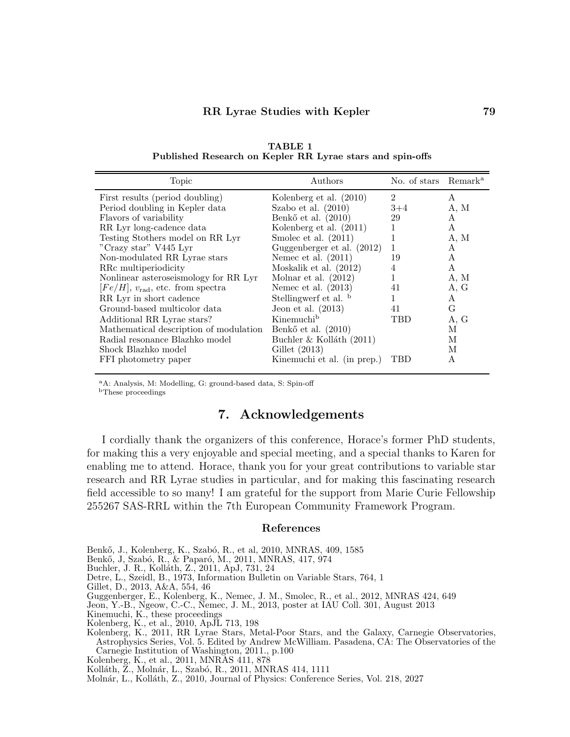**TABLE 1**
**Published Research on Kepler RR Lyrae stars and spin-offs**

| Topic | Authors | No. of stars | Remark[a] |
|---|---|---|---|
| First results (period doubling) | Kolenberg et al. (2010) | 2 | A |
| Period doubling in Kepler data | Szabo et al. (2010) | 3+4 | A, M |
| Flavors of variability | Benkő et al. (2010) | 29 | A |
| RR Lyr long-cadence data | Kolenberg et al. (2011) | 1 | A |
| Testing Stothers model on RR Lyr | Smolec et al. (2011) | 1 | A, M |
| "Crazy star" V445 Lyr | Guggenberger et al. (2012) | 1 | A |
| Non-modulated RR Lyrae stars | Nemec et al. (2011) | 19 | A |
| RRc multiperiodicity | Moskalik et al. (2012) | 4 | A |
| Nonlinear asteroseismology for RR Lyr | Molnar et al. (2012) | 1 | A, M |
| $[Fe/H]$, $v_{\rm rad}$, etc. from spectra | Nemec et al. (2013) | 41 | A, G |
| RR Lyr in short cadence | Stellingwerf et al. [b] | 1 | A |
| Ground-based multicolor data | Jeon et al. (2013) | 41 | G |
| Additional RR Lyrae stars? | Kinemuchi[b] | TBD | A, G |
| Mathematical description of modulation | Benkő et al. (2010) | | M |
| Radial resonance Blazhko model | Buchler & Kolláth (2011) | | M |
| Shock Blazhko model | Gillet (2013) | | M |
| FFI photometry paper | Kinemuchi et al. (in prep.) | TBD | A |

[a]A: Analysis, M: Modelling, G: ground-based data, S: Spin-off
[b]These proceedings

## 7. Acknowledgements

I cordially thank the organizers of this conference, Horace's former PhD students, for making this a very enjoyable and special meeting, and a special thanks to Karen for enabling me to attend. Horace, thank you for your great contributions to variable star research and RR Lyrae studies in particular, and for making this fascinating research field accessible to so many! I am grateful for the support from Marie Curie Fellowship 255267 SAS-RRL within the 7th European Community Framework Program.

### References

Benkő, J., Kolenberg, K., Szabó, R., et al, 2010, MNRAS, 409, 1585
Benkő, J, Szabó, R., & Paparó, M., 2011, MNRAS, 417, 974
Buchler, J. R., Kolláth, Z., 2011, ApJ, 731, 24
Detre, L., Szeidl, B., 1973, Information Bulletin on Variable Stars, 764, 1
Gillet, D., 2013, A&A, 554, 46
Guggenberger, E., Kolenberg, K., Nemec, J. M., Smolec, R., et al., 2012, MNRAS 424, 649
Jeon, Y.-B., Ngeow, C.-C., Nemec, J. M., 2013, poster at IAU Coll. 301, August 2013
Kinemuchi, K., these proceedings
Kolenberg, K., et al., 2010, ApJL 713, 198
Kolenberg, K., 2011, RR Lyrae Stars, Metal-Poor Stars, and the Galaxy, Carnegie Observatories, Astrophysics Series, Vol. 5. Edited by Andrew McWilliam. Pasadena, CA: The Observatories of the Carnegie Institution of Washington, 2011., p.100
Kolenberg, K., et al., 2011, MNRAS 411, 878
Kolláth, Z., Molnár, L., Szabó, R., 2011, MNRAS 414, 1111
Molnár, L., Kolláth, Z., 2010, Journal of Physics: Conference Series, Vol. 218, 2027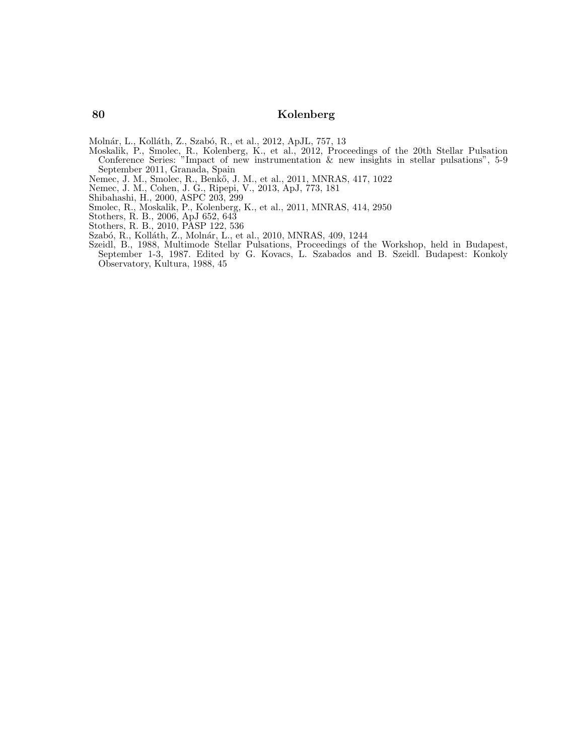Molnár, L., Kolláth, Z., Szabó, R., et al., 2012, ApJL, 757, 13

Moskalik, P., Smolec, R., Kolenberg, K., et al., 2012, Proceedings of the 20th Stellar Pulsation Conference Series: "Impact of new instrumentation & new insights in stellar pulsations", 5-9 September 2011, Granada, Spain

Nemec, J. M., Smolec, R., Benkő, J. M., et al., 2011, MNRAS, 417, 1022

Nemec, J. M., Cohen, J. G., Ripepi, V., 2013, ApJ, 773, 181

Shibahashi, H., 2000, ASPC 203, 299

Smolec, R., Moskalik, P., Kolenberg, K., et al., 2011, MNRAS, 414, 2950

Stothers, R. B., 2006, ApJ 652, 643

Stothers, R. B., 2010, PASP 122, 536

Szabó, R., Kolláth, Z., Molnár, L., et al., 2010, MNRAS, 409, 1244

Szeidl, B., 1988, Multimode Stellar Pulsations, Proceedings of the Workshop, held in Budapest, September 1-3, 1987. Edited by G. Kovacs, L. Szabados and B. Szeidl. Budapest: Konkoly Observatory, Kultura, 1988, 45